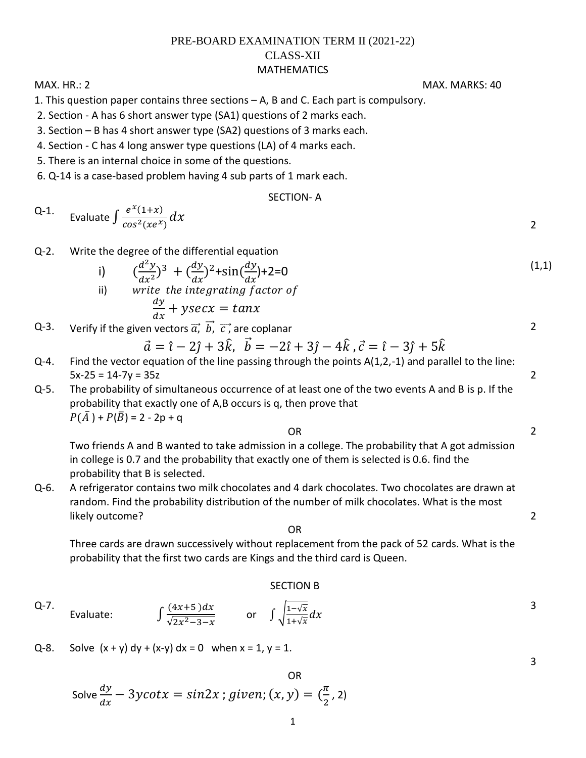# PRE-BOARD EXAMINATION TERM II (2021-22)
## CLASS-XII
## MATHEMATICS

MAX. HR.: 2 MAX. MARKS: 40

1. This question paper contains three sections – A, B and C. Each part is compulsory.
2. Section - A has 6 short answer type (SA1) questions of 2 marks each.
3. Section – B has 4 short answer type (SA2) questions of 3 marks each.
4. Section - C has 4 long answer type questions (LA) of 4 marks each.
5. There is an internal choice in some of the questions.
6. Q-14 is a case-based problem having 4 sub parts of 1 mark each.

### SECTION- A

**Q-1.** Evaluate $\int \frac{e^x(1+x)}{cos^2(xe^x)}dx$ — 2

**Q-2.** Write the degree of the differential equation — (1,1)

i) $(\frac{d^2y}{dx^2})^3 + (\frac{dy}{dx})^2 + \sin(\frac{dy}{dx}) + 2 = 0$

ii) *write the integrating factor of*

$$\frac{dy}{dx} + y\sec x = \tan x$$

**Q-3.** Verify if the given vectors $\vec{a}, \vec{b}, \vec{c}$, are coplanar — 2

$$\vec{a} = \hat{\imath} - 2\hat{\jmath} + 3\hat{k},\ \ \vec{b} = -2\hat{\imath} + 3\hat{\jmath} - 4\hat{k}\ ,\vec{c} = \hat{\imath} - 3\hat{\jmath} + 5\hat{k}$$

**Q-4.** Find the vector equation of the line passing through the points A(1,2,-1) and parallel to the line: 5x-25 = 14-7y = 35z — 2

**Q-5.** The probability of simultaneous occurrence of at least one of the two events A and B is p. If the probability that exactly one of A,B occurs is q, then prove that

$P(\bar{A}) + P(\bar{B}) = 2 - 2p + q$

OR — 2

Two friends A and B wanted to take admission in a college. The probability that A got admission in college is 0.7 and the probability that exactly one of them is selected is 0.6. find the probability that B is selected.

**Q-6.** A refrigerator contains two milk chocolates and 4 dark chocolates. Two chocolates are drawn at random. Find the probability distribution of the number of milk chocolates. What is the most likely outcome? — 2

OR

Three cards are drawn successively without replacement from the pack of 52 cards. What is the probability that the first two cards are Kings and the third card is Queen.

### SECTION B

**Q-7.** Evaluate: $\int \frac{(4x+5)dx}{\sqrt{2x^2-3-x}}$ or $\int \sqrt{\frac{1-\sqrt{x}}{1+\sqrt{x}}}dx$ — 3

**Q-8.** Solve (x + y) dy + (x-y) dx = 0 when x = 1, y = 1. — 3

OR

Solve $\frac{dy}{dx} - 3y\cot x = \sin 2x\ ; given; (x,y) = (\frac{\pi}{2}, 2)$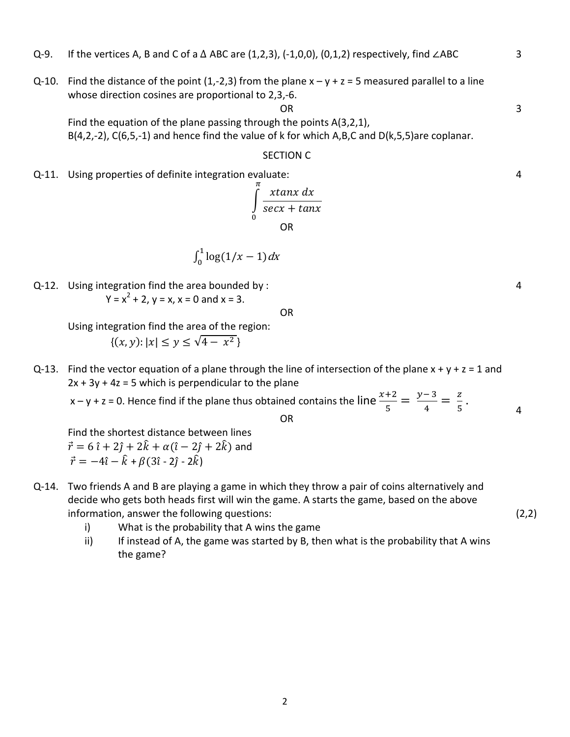Q-9. If the vertices A, B and C of a Δ ABC are (1,2,3), (-1,0,0), (0,1,2) respectively, find ∠ABC 3

Q-10. Find the distance of the point (1,-2,3) from the plane x – y + z = 5 measured parallel to a line whose direction cosines are proportional to 2,3,-6.

OR 3

Find the equation of the plane passing through the points A(3,2,1), B(4,2,-2), C(6,5,-1) and hence find the value of k for which A,B,C and D(k,5,5)are coplanar.

## SECTION C

Q-11. Using properties of definite integration evaluate: 4

$$\int_0^{\pi} \frac{x\tan x \, dx}{\sec x + \tan x}$$

OR

$$\int_0^1 \log(1/x - 1)\, dx$$

Q-12. Using integration find the area bounded by : 4

$Y = x^2 + 2$, $y = x$, $x = 0$ and $x = 3$.

OR

Using integration find the area of the region:

$\{(x, y): |x| \leq y \leq \sqrt{4 - x^2}\}$

Q-13. Find the vector equation of a plane through the line of intersection of the plane x + y + z = 1 and 2x + 3y + 4z = 5 which is perpendicular to the plane x – y + z = 0. Hence find if the plane thus obtained contains the line $\frac{x+2}{5} = \frac{y-3}{4} = \frac{z}{5}$. 4

OR

Find the shortest distance between lines

$\vec{r} = 6\,\hat{\imath} + 2\hat{\jmath} + 2\hat{k} + \alpha(\hat{\imath} - 2\hat{\jmath} + 2\hat{k})$ and

$\vec{r} = -4\hat{\imath} - \hat{k} + \beta(3\hat{\imath} - 2\hat{\jmath} - 2\hat{k})$

Q-14. Two friends A and B are playing a game in which they throw a pair of coins alternatively and decide who gets both heads first will win the game. A starts the game, based on the above information, answer the following questions: (2,2)

i) What is the probability that A wins the game

ii) If instead of A, the game was started by B, then what is the probability that A wins the game?